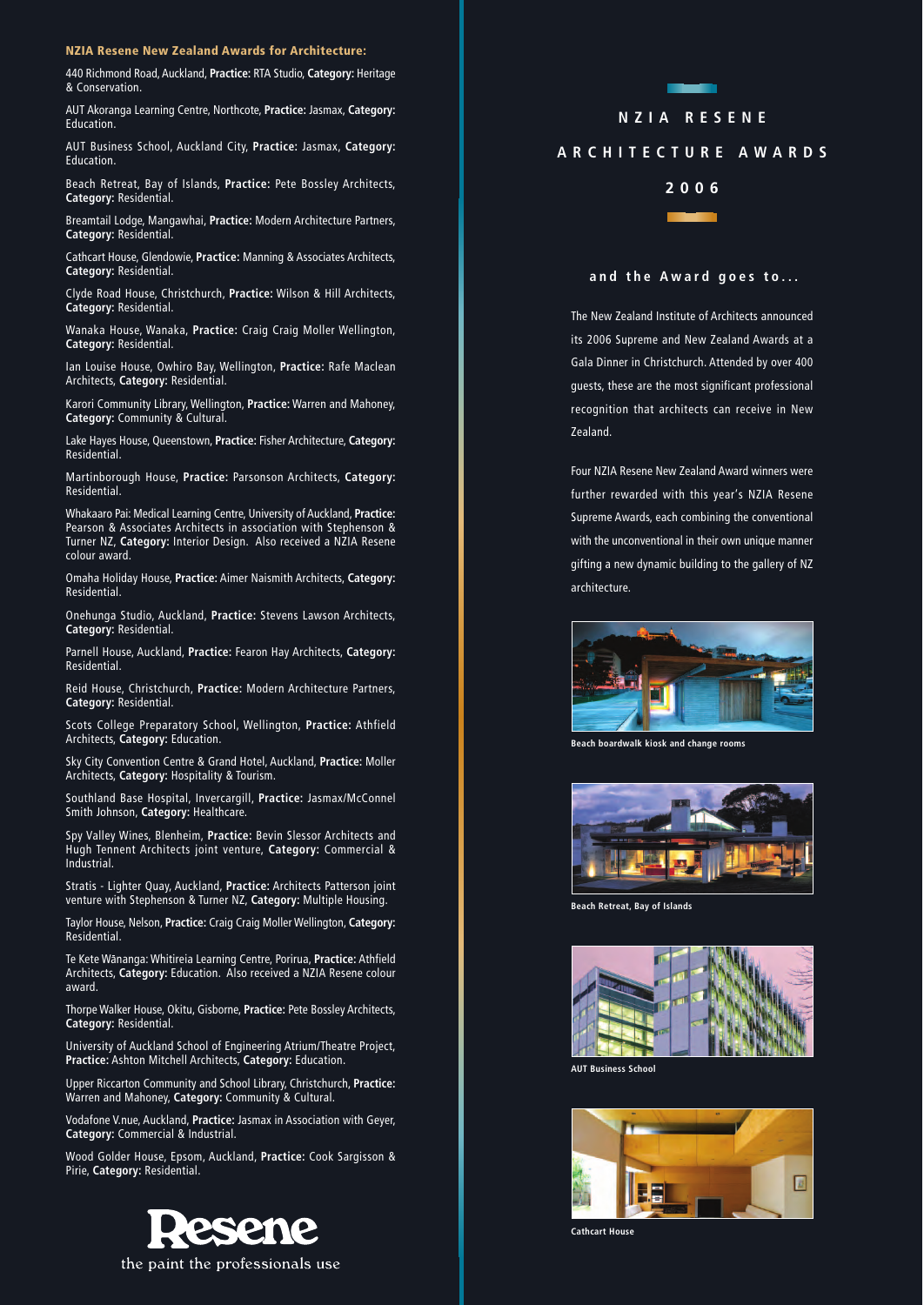## NZIA Resene New Zealand Awards for Architecture:

440 Richmond Road, Auckland, **Practice:** RTA Studio, **Category:** Heritage & Conservation.

AUT Akoranga Learning Centre, Northcote, **Practice:** Jasmax, **Category:** Education.

AUT Business School, Auckland City, **Practice:** Jasmax, **Category:** Education.

Beach Retreat, Bay of Islands, **Practice:** Pete Bossley Architects, **Category:** Residential.

Breamtail Lodge, Mangawhai, **Practice:** Modern Architecture Partners, **Category:** Residential.

Cathcart House, Glendowie, **Practice:** Manning & Associates Architects, **Category:** Residential.

Clyde Road House, Christchurch, **Practice:** Wilson & Hill Architects, **Category:** Residential.

Wanaka House, Wanaka, **Practice:** Craig Craig Moller Wellington, **Category:** Residential.

Ian Louise House, Owhiro Bay, Wellington, **Practice:** Rafe Maclean Architects, **Category:** Residential.

Karori Community Library, Wellington, **Practice:** Warren and Mahoney, **Category:** Community & Cultural.

Lake Hayes House, Queenstown, **Practice:** Fisher Architecture, **Category:** Residential.

Martinborough House, **Practice:** Parsonson Architects, **Category:** Residential.

Whakaaro Pai: Medical Learning Centre, University of Auckland, **Practice:** Pearson & Associates Architects in association with Stephenson & Turner NZ, **Category:** Interior Design. Also received a NZIA Resene colour award.

Omaha Holiday House, **Practice:** Aimer Naismith Architects, **Category:** Residential.

Onehunga Studio, Auckland, **Practice:** Stevens Lawson Architects, **Category:** Residential.

Parnell House, Auckland, **Practice:** Fearon Hay Architects, **Category:** Residential.

Reid House, Christchurch, **Practice:** Modern Architecture Partners, **Category:** Residential.

Scots College Preparatory School, Wellington, **Practice:** Athfield Architects, **Category:** Education.

Sky City Convention Centre & Grand Hotel, Auckland, **Practice:** Moller Architects, **Category:** Hospitality & Tourism.

Southland Base Hospital, Invercargill, **Practice:** Jasmax/McConnel Smith Johnson, **Category:** Healthcare.

Spy Valley Wines, Blenheim, **Practice:** Bevin Slessor Architects and Hugh Tennent Architects joint venture, **Category:** Commercial & Industrial.

Stratis - Lighter Quay, Auckland, **Practice:** Architects Patterson joint venture with Stephenson & Turner NZ, **Category:** Multiple Housing.

Taylor House, Nelson, **Practice:** Craig Craig Moller Wellington, **Category:** Residential.

Te Kete Wānanga: Whitireia Learning Centre, Porirua, **Practice:** Athfield Architects, **Category:** Education. Also received a NZIA Resene colour award.

Thorpe Walker House, Okitu, Gisborne, **Practice:** Pete Bossley Architects, **Category:** Residential.

University of Auckland School of Engineering Atrium/Theatre Project, **Practice:** Ashton Mitchell Architects, **Category:** Education.

Upper Riccarton Community and School Library, Christchurch, **Practice:** Warren and Mahoney, **Category:** Community & Cultural.

Vodafone V.nue, Auckland, **Practice:** Jasmax in Association with Geyer, **Category:** Commercial & Industrial.

Wood Golder House, Epsom, Auckland, **Practice:** Cook Sargisson & Pirie, **Category:** Residential.

Resene

the paint the professionals use

# NZIA RESENE ARCHITECTURE AWARDS 2006

### and the Award goes to...

The New Zealand Institute of Architects announced its 2006 Supreme and New Zealand Awards at a Gala Dinner in Christchurch. Attended by over 400 guests, these are the most significant professional recognition that architects can receive in New Zealand.

Four NZIA Resene New Zealand Award winners were further rewarded with this year's NZIA Resene Supreme Awards, each combining the conventional with the unconventional in their own unique manner gifting a new dynamic building to the gallery of NZ architecture.

**Beach boardwalk kiosk and change rooms**

**Beach Retreat, Bay of Islands**

**AUT Business School**

**Cathcart House**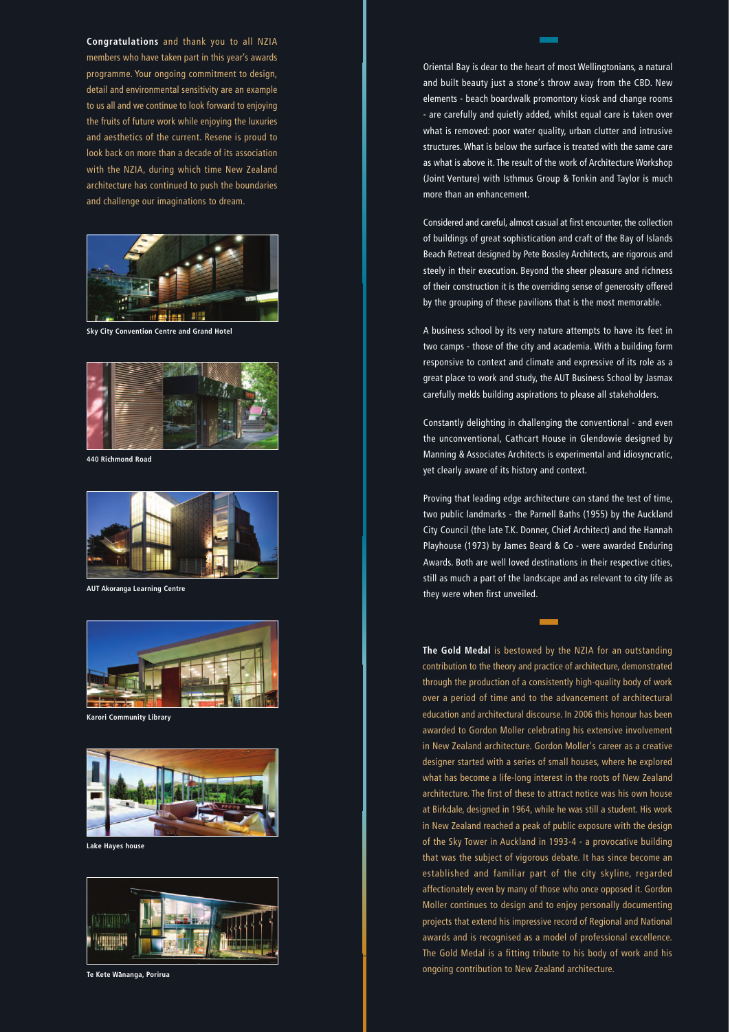**Congratulations** and thank you to all NZIA members who have taken part in this year's awards programme. Your ongoing commitment to design, detail and environmental sensitivity are an example to us all and we continue to look forward to enjoying the fruits of future work while enjoying the luxuries and aesthetics of the current. Resene is proud to look back on more than a decade of its association with the NZIA, during which time New Zealand architecture has continued to push the boundaries and challenge our imaginations to dream.

**Sky City Convention Centre and Grand Hotel**

**440 Richmond Road**

**AUT Akoranga Learning Centre**

**Karori Community Library**

**Lake Hayes house**

**Te Kete Wānanga, Porirua**

Oriental Bay is dear to the heart of most Wellingtonians, a natural and built beauty just a stone's throw away from the CBD. New elements - beach boardwalk promontory kiosk and change rooms - are carefully and quietly added, whilst equal care is taken over what is removed: poor water quality, urban clutter and intrusive structures. What is below the surface is treated with the same care as what is above it. The result of the work of Architecture Workshop (Joint Venture) with Isthmus Group & Tonkin and Taylor is much more than an enhancement.

Considered and careful, almost casual at first encounter, the collection of buildings of great sophistication and craft of the Bay of Islands Beach Retreat designed by Pete Bossley Architects, are rigorous and steely in their execution. Beyond the sheer pleasure and richness of their construction it is the overriding sense of generosity offered by the grouping of these pavilions that is the most memorable.

A business school by its very nature attempts to have its feet in two camps - those of the city and academia. With a building form responsive to context and climate and expressive of its role as a great place to work and study, the AUT Business School by Jasmax carefully melds building aspirations to please all stakeholders.

Constantly delighting in challenging the conventional - and even the unconventional, Cathcart House in Glendowie designed by Manning & Associates Architects is experimental and idiosyncratic, yet clearly aware of its history and context.

Proving that leading edge architecture can stand the test of time, two public landmarks - the Parnell Baths (1955) by the Auckland City Council (the late T.K. Donner, Chief Architect) and the Hannah Playhouse (1973) by James Beard & Co - were awarded Enduring Awards. Both are well loved destinations in their respective cities, still as much a part of the landscape and as relevant to city life as they were when first unveiled.

**The Gold Medal** is bestowed by the NZIA for an outstanding contribution to the theory and practice of architecture, demonstrated through the production of a consistently high-quality body of work over a period of time and to the advancement of architectural education and architectural discourse. In 2006 this honour has been awarded to Gordon Moller celebrating his extensive involvement in New Zealand architecture. Gordon Moller's career as a creative designer started with a series of small houses, where he explored what has become a life-long interest in the roots of New Zealand architecture. The first of these to attract notice was his own house at Birkdale, designed in 1964, while he was still a student. His work in New Zealand reached a peak of public exposure with the design of the Sky Tower in Auckland in 1993-4 - a provocative building that was the subject of vigorous debate. It has since become an established and familiar part of the city skyline, regarded affectionately even by many of those who once opposed it. Gordon Moller continues to design and to enjoy personally documenting projects that extend his impressive record of Regional and National awards and is recognised as a model of professional excellence. The Gold Medal is a fitting tribute to his body of work and his ongoing contribution to New Zealand architecture.